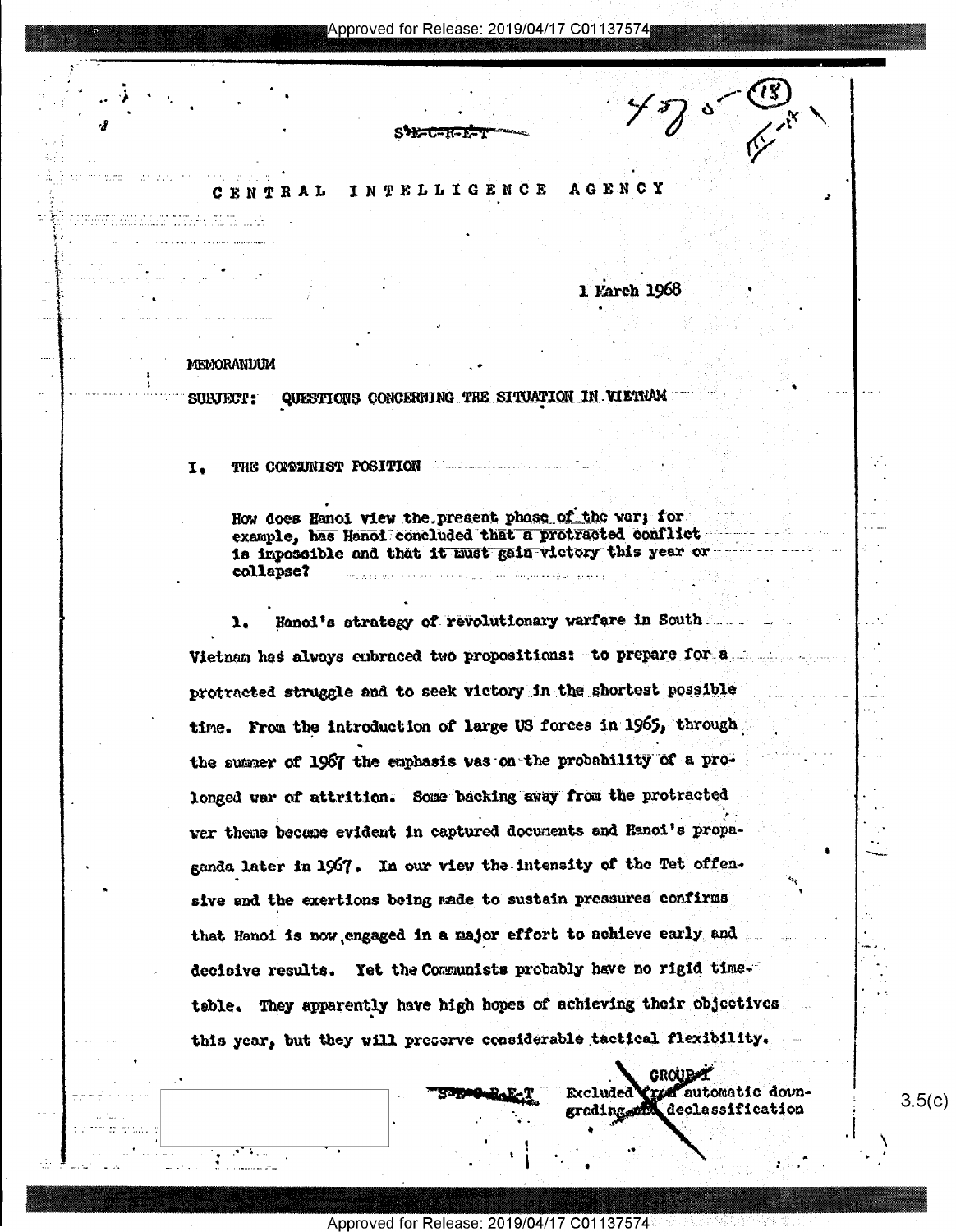S-E-C-R-E-T

CENTRAL INTELLIGENCE AGENCY

1 March 1968

MEMORANDUM

SUBJECT: QUESTIONS CONCERNING THE SITUATION IN VIETNAM

## I. THE COMMUNIST POSITION

How does Hanoi view the present phase of the war; for example, has Hanoi concluded that a protracted conflict is impossible and that it must gain victory this year or collapse?

1. Hanoi's strategy of revolutionary warfare in South Vietnam has always embraced two propositions: to prepare for a protracted struggle and to seek victory in the shortest possible time. From the introduction of large US forces in 1965, through the summer of 1967 the emphasis was on the probability of a prolonged war of attrition. Some backing away from the protracted war theme became evident in captured documents and Hanoi's propaganda later in 1967. In our view the intensity of the Tet offensive and the exertions being made to sustain pressures confirms that Hanoi is now engaged in a major effort to achieve early and decisive results. Yet the Communists probably have no rigid timetable. They apparently have high hopes of achieving their objectives this year, but they will preserve considerable tactical flexibility.

S-E-C-R-E-T

GROUP 1
Excluded from automatic downgrading and declassification

3.5(c)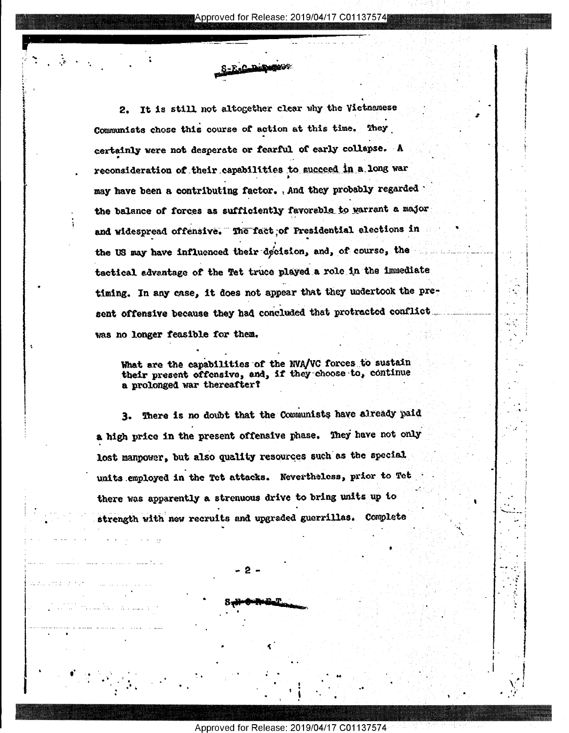2. It is still not altogether clear why the Vietnamese Communists chose this course of action at this time. They certainly were not desperate or fearful of early collapse. A reconsideration of their capabilities to succeed in a long war may have been a contributing factor. And they probably regarded the balance of forces as sufficiently favorable to warrant a major and widespread offensive. The fact of Presidential elections in the US may have influenced their decision, and, of course, the tactical advantage of the Tet truce played a role in the immediate timing. In any case, it does not appear that they undertook the present offensive because they had concluded that protracted conflict was no longer feasible for them.

What are the capabilities of the NVA/VC forces to sustain their present offensive, and, if they choose to, continue a prolonged war thereafter?

3. There is no doubt that the Communists have already paid a high price in the present offensive phase. They have not only lost manpower, but also quality resources such as the special units employed in the Tet attacks. Nevertheless, prior to Tet there was apparently a strenuous drive to bring units up to strength with new recruits and upgraded guerrillas. Complete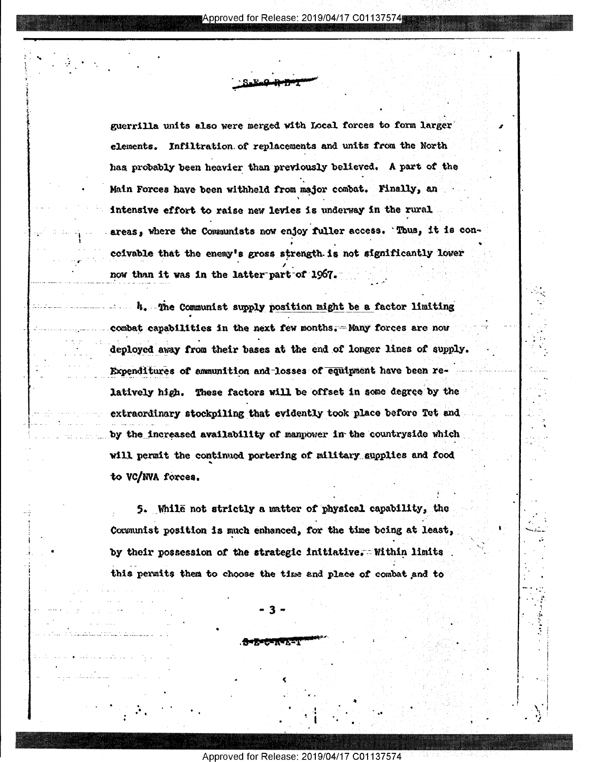S-E-C-R-E-T

guerrilla units also were merged with Local forces to form larger elements. Infiltration of replacements and units from the North has probably been heavier than previously believed. A part of the Main Forces have been withheld from major combat. Finally, an intensive effort to raise new levies is underway in the rural areas, where the Communists now enjoy fuller access. Thus, it is conceivable that the enemy's gross strength is not significantly lower now than it was in the latter part of 1967.

4. The Communist supply position might be a factor limiting combat capabilities in the next few months. Many forces are now deployed away from their bases at the end of longer lines of supply. Expenditures of ammunition and losses of equipment have been relatively high. These factors will be offset in some degree by the extraordinary stockpiling that evidently took place before Tet and by the increased availability of manpower in the countryside which will permit the continued portering of military supplies and food to VC/NVA forces.

5. While not strictly a matter of physical capability, the Communist position is much enhanced, for the time being at least, by their possession of the strategic initiative. Within limits this permits them to choose the time and place of combat and to

S-E-C-R-E-T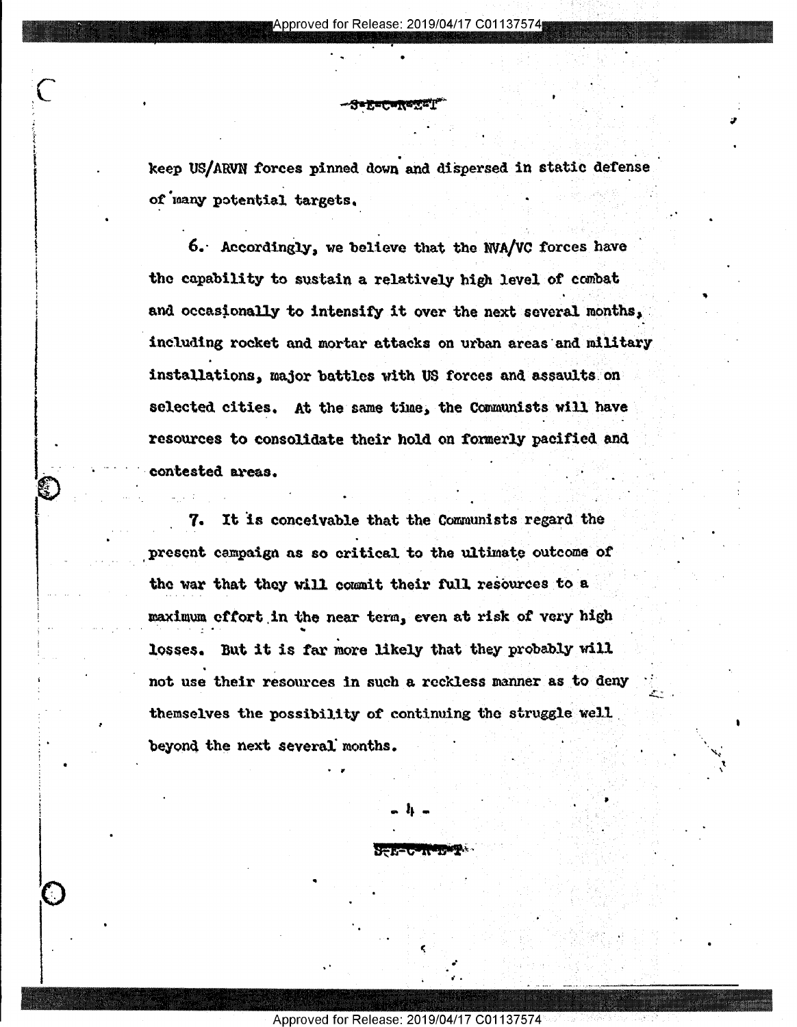keep US/ARVN forces pinned down and dispersed in static defense of many potential targets.

6. Accordingly, we believe that the NVA/VC forces have the capability to sustain a relatively high level of combat and occasionally to intensify it over the next several months, including rocket and mortar attacks on urban areas and military installations, major battles with US forces and assaults on selected cities. At the same time, the Communists will have resources to consolidate their hold on formerly pacified and contested areas.

7. It is conceivable that the Communists regard the present campaign as so critical to the ultimate outcome of the war that they will commit their full resources to a maximum effort in the near term, even at risk of very high losses. But it is far more likely that they probably will not use their resources in such a reckless manner as to deny themselves the possibility of continuing the struggle well beyond the next several months.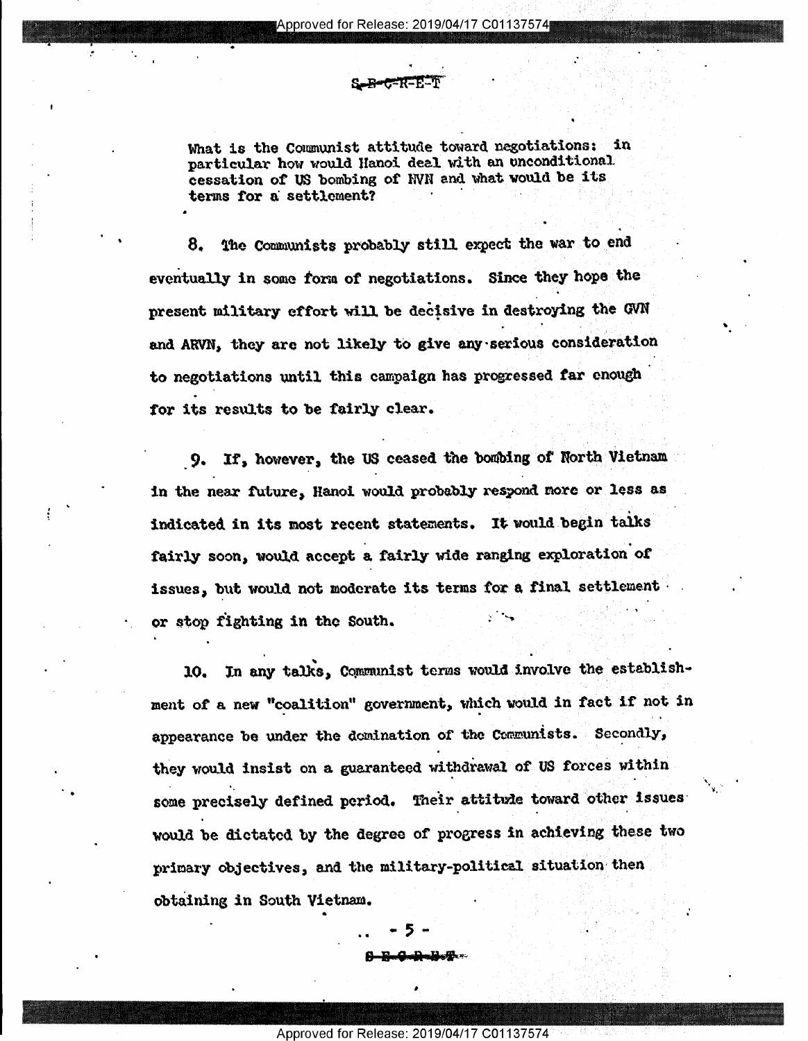What is the Communist attitude toward negotiations: in particular how would Hanoi deal with an unconditional cessation of US bombing of NVN and what would be its terms for a settlement?

8. The Communists probably still expect the war to end eventually in some form of negotiations. Since they hope the present military effort will be decisive in destroying the GVN and ARVN, they are not likely to give any serious consideration to negotiations until this campaign has progressed far enough for its results to be fairly clear.

9. If, however, the US ceased the bombing of North Vietnam in the near future, Hanoi would probably respond more or less as indicated in its most recent statements. It would begin talks fairly soon, would accept a fairly wide ranging exploration of issues, but would not moderate its terms for a final settlement or stop fighting in the South.

10. In any talks, Communist terms would involve the establishment of a new "coalition" government, which would in fact if not in appearance be under the domination of the Communists. Secondly, they would insist on a guaranteed withdrawal of US forces within some precisely defined period. Their attitude toward other issues would be dictated by the degree of progress in achieving these two primary objectives, and the military-political situation then obtaining in South Vietnam.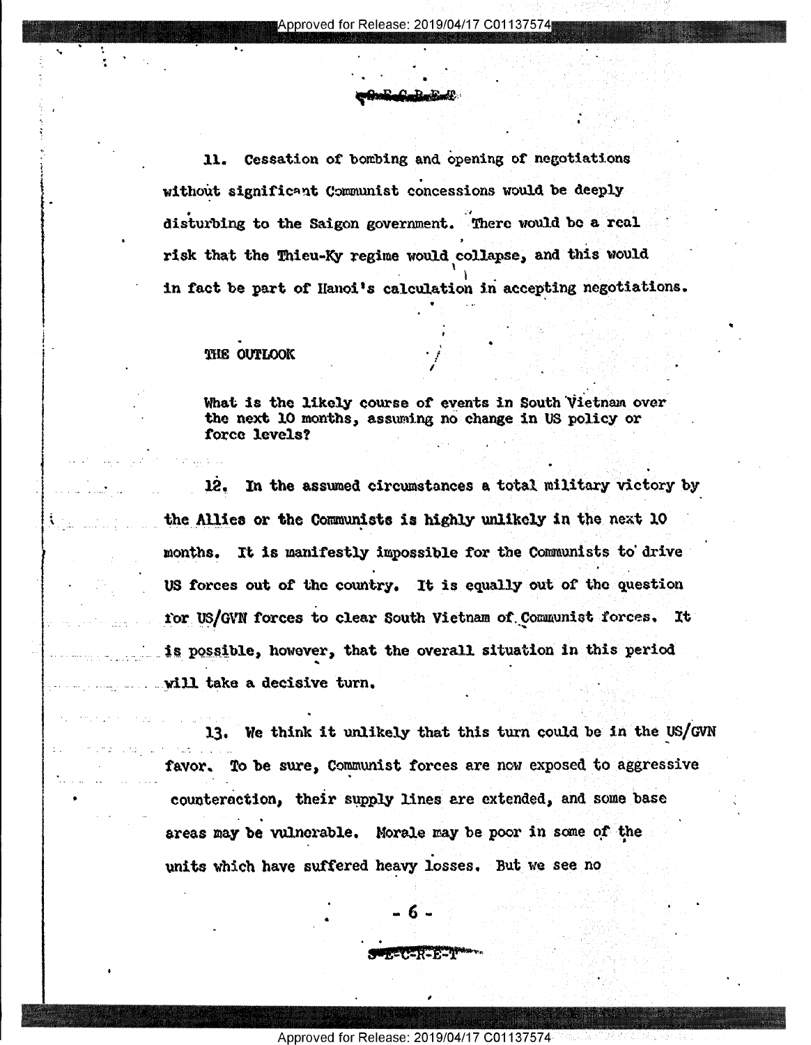11. Cessation of bombing and opening of negotiations without significant Communist concessions would be deeply disturbing to the Saigon government. There would be a real risk that the Thieu-Ky regime would collapse, and this would in fact be part of Hanoi's calculation in accepting negotiations.

## THE OUTLOOK

What is the likely course of events in South Vietnam over the next 10 months, assuming no change in US policy or force levels?

12. In the assumed circumstances a total military victory by the Allies or the Communists is highly unlikely in the next 10 months. It is manifestly impossible for the Communists to drive US forces out of the country. It is equally out of the question for US/GVN forces to clear South Vietnam of Communist forces. It is possible, however, that the overall situation in this period will take a decisive turn.

13. We think it unlikely that this turn could be in the US/GVN favor. To be sure, Communist forces are now exposed to aggressive counteraction, their supply lines are extended, and some base areas may be vulnerable. Morale may be poor in some of the units which have suffered heavy losses. But we see no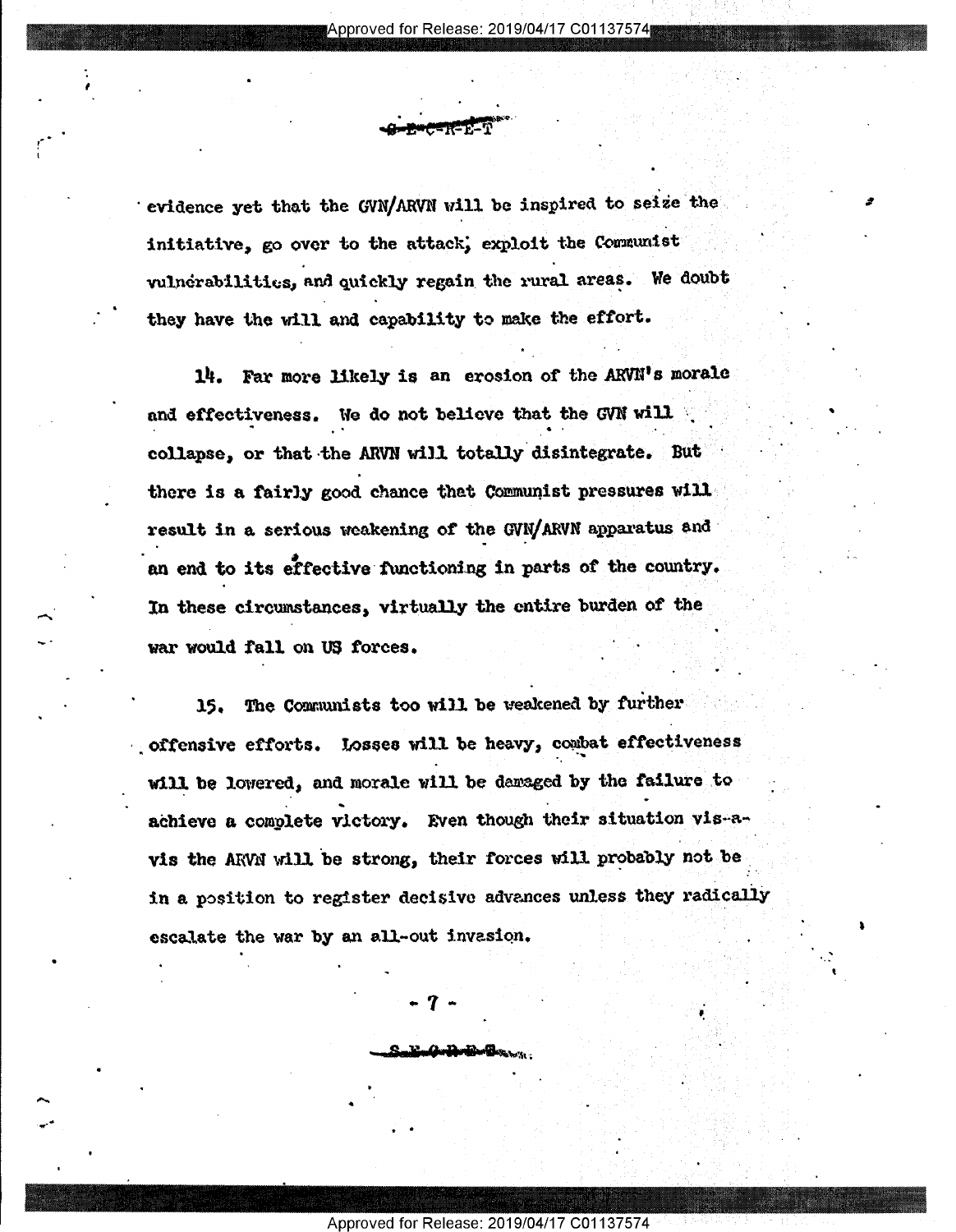evidence yet that the GVN/ARVN will be inspired to seize the initiative, go over to the attack, exploit the Communist vulnerabilities, and quickly regain the rural areas. We doubt they have the will and capability to make the effort.

14. Far more likely is an erosion of the ARVN's morale and effectiveness. We do not believe that the GVN will collapse, or that the ARVN will totally disintegrate. But there is a fairly good chance that Communist pressures will result in a serious weakening of the GVN/ARVN apparatus and an end to its effective functioning in parts of the country. In these circumstances, virtually the entire burden of the war would fall on US forces.

15. The Communists too will be weakened by further offensive efforts. Losses will be heavy, combat effectiveness will be lowered, and morale will be damaged by the failure to achieve a complete victory. Even though their situation vis-a-vis the ARVN will be strong, their forces will probably not be in a position to register decisive advances unless they radically escalate the war by an all-out invasion.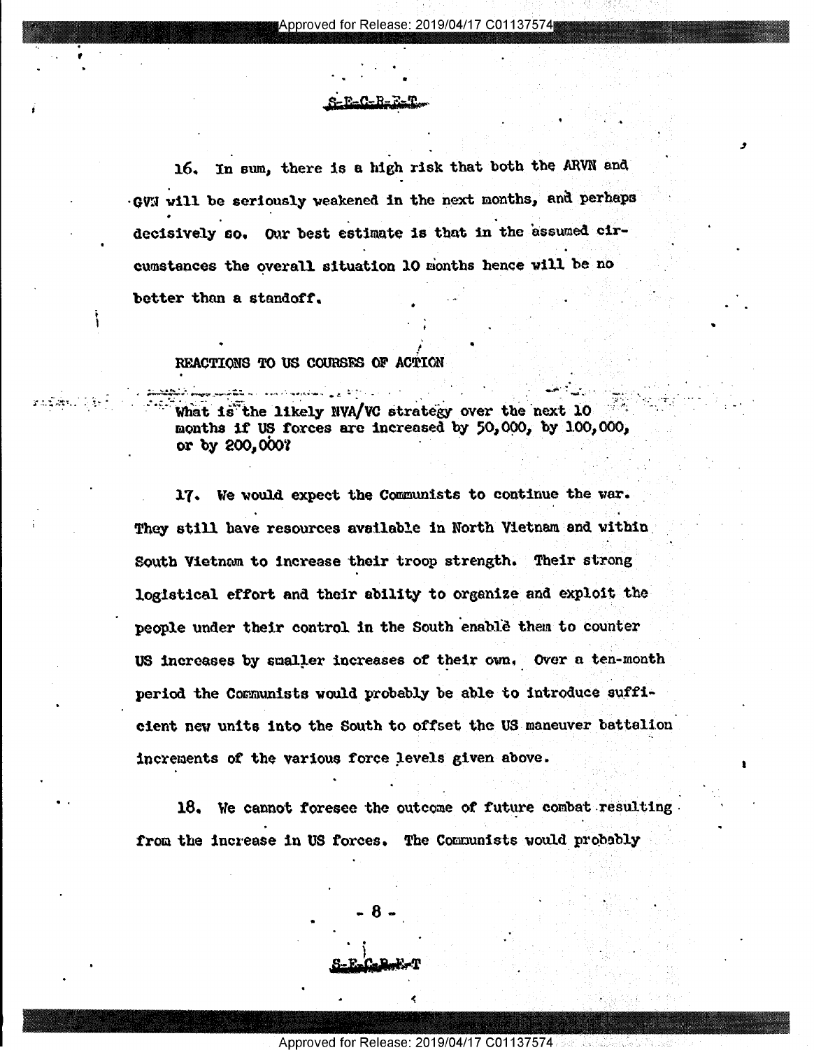16. In sum, there is a high risk that both the ARVN and GVN will be seriously weakened in the next months, and perhaps decisively so. Our best estimate is that in the assumed circumstances the overall situation 10 months hence will be no better than a standoff.

## REACTIONS TO US COURSES OF ACTION

What is the likely NVA/VC strategy over the next 10 months if US forces are increased by 50,000, by 100,000, or by 200,000?

17. We would expect the Communists to continue the war. They still have resources available in North Vietnam and within South Vietnam to increase their troop strength. Their strong logistical effort and their ability to organize and exploit the people under their control in the South enable them to counter US increases by smaller increases of their own. Over a ten-month period the Communists would probably be able to introduce sufficient new units into the South to offset the US maneuver battalion increments of the various force levels given above.

18. We cannot foresee the outcome of future combat resulting from the increase in US forces. The Communists would probably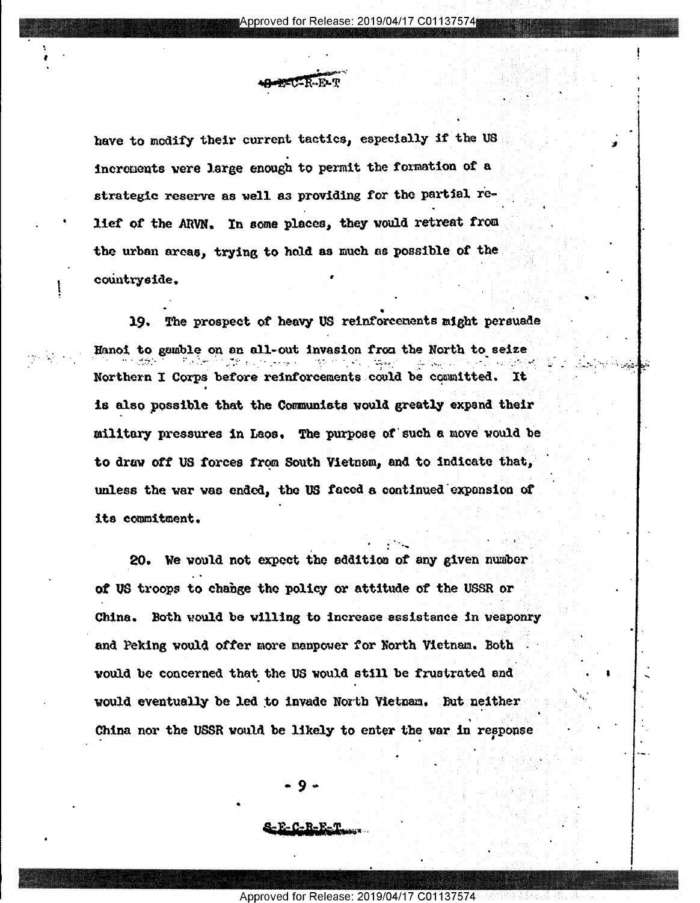have to modify their current tactics, especially if the US increments were large enough to permit the formation of a strategic reserve as well as providing for the partial relief of the ARVN. In some places, they would retreat from the urban areas, trying to hold as much as possible of the countryside.

19. The prospect of heavy US reinforcements might persuade Hanoi to gamble on an all-out invasion from the North to seize Northern I Corps before reinforcements could be committed. It is also possible that the Communists would greatly expand their military pressures in Laos. The purpose of such a move would be to draw off US forces from South Vietnam, and to indicate that, unless the war was ended, the US faced a continued expansion of its commitment.

20. We would not expect the addition of any given number of US troops to change the policy or attitude of the USSR or China. Both would be willing to increase assistance in weaponry and Peking would offer more manpower for North Vietnam. Both would be concerned that the US would still be frustrated and would eventually be led to invade North Vietnam. But neither China nor the USSR would be likely to enter the war in response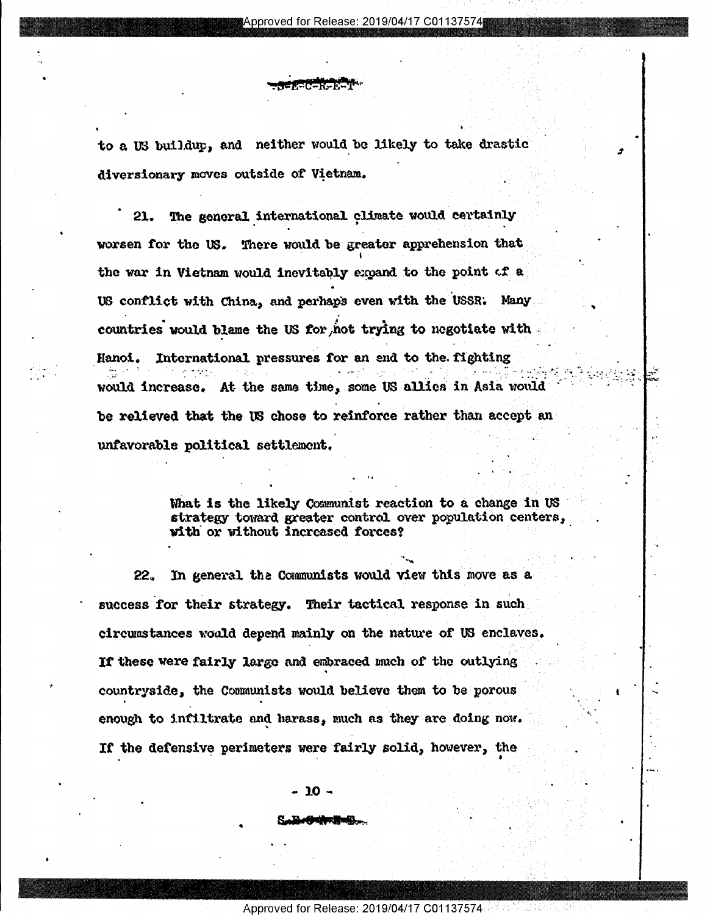to a US buildup, and neither would be likely to take drastic diversionary moves outside of Vietnam.

21. The general international climate would certainly worsen for the US. There would be greater apprehension that the war in Vietnam would inevitably expand to the point of a US conflict with China, and perhaps even with the USSR. Many countries would blame the US for not trying to negotiate with Hanoi. International pressures for an end to the fighting would increase. At the same time, some US allies in Asia would be relieved that the US chose to reinforce rather than accept an unfavorable political settlement.

> What is the likely Communist reaction to a change in US strategy toward greater control over population centers, with or without increased forces?

22. In general the Communists would view this move as a success for their strategy. Their tactical response in such circumstances would depend mainly on the nature of US enclaves. If these were fairly large and embraced much of the outlying countryside, the Communists would believe them to be porous enough to infiltrate and harass, much as they are doing now. If the defensive perimeters were fairly solid, however, the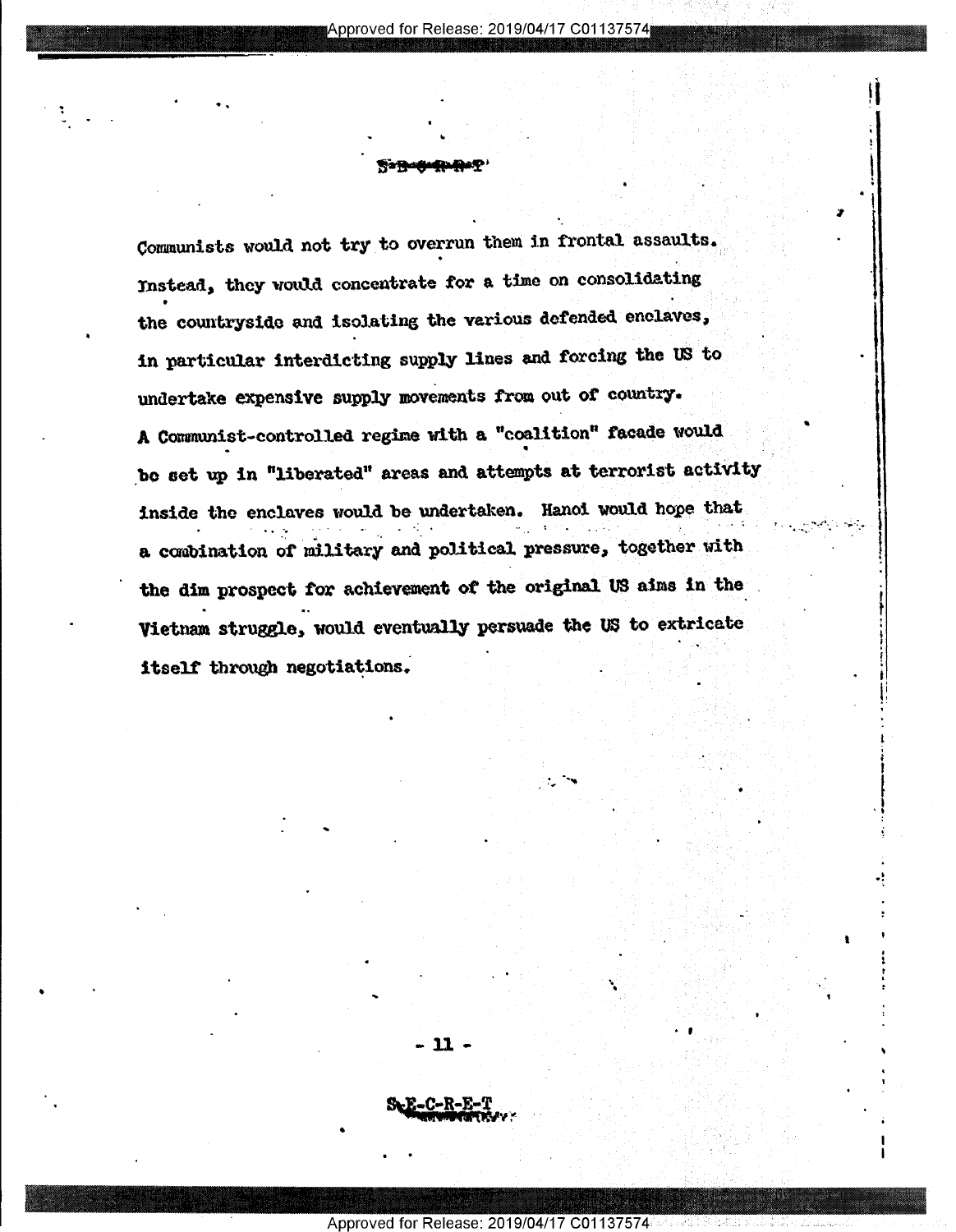Communists would not try to overrun them in frontal assaults. Instead, they would concentrate for a time on consolidating the countryside and isolating the various defended enclaves, in particular interdicting supply lines and forcing the US to undertake expensive supply movements from out of country. A Communist-controlled regime with a "coalition" facade would be set up in "liberated" areas and attempts at terrorist activity inside the enclaves would be undertaken. Hanoi would hope that a combination of military and political pressure, together with the dim prospect for achievement of the original US aims in the Vietnam struggle, would eventually persuade the US to extricate itself through negotiations.